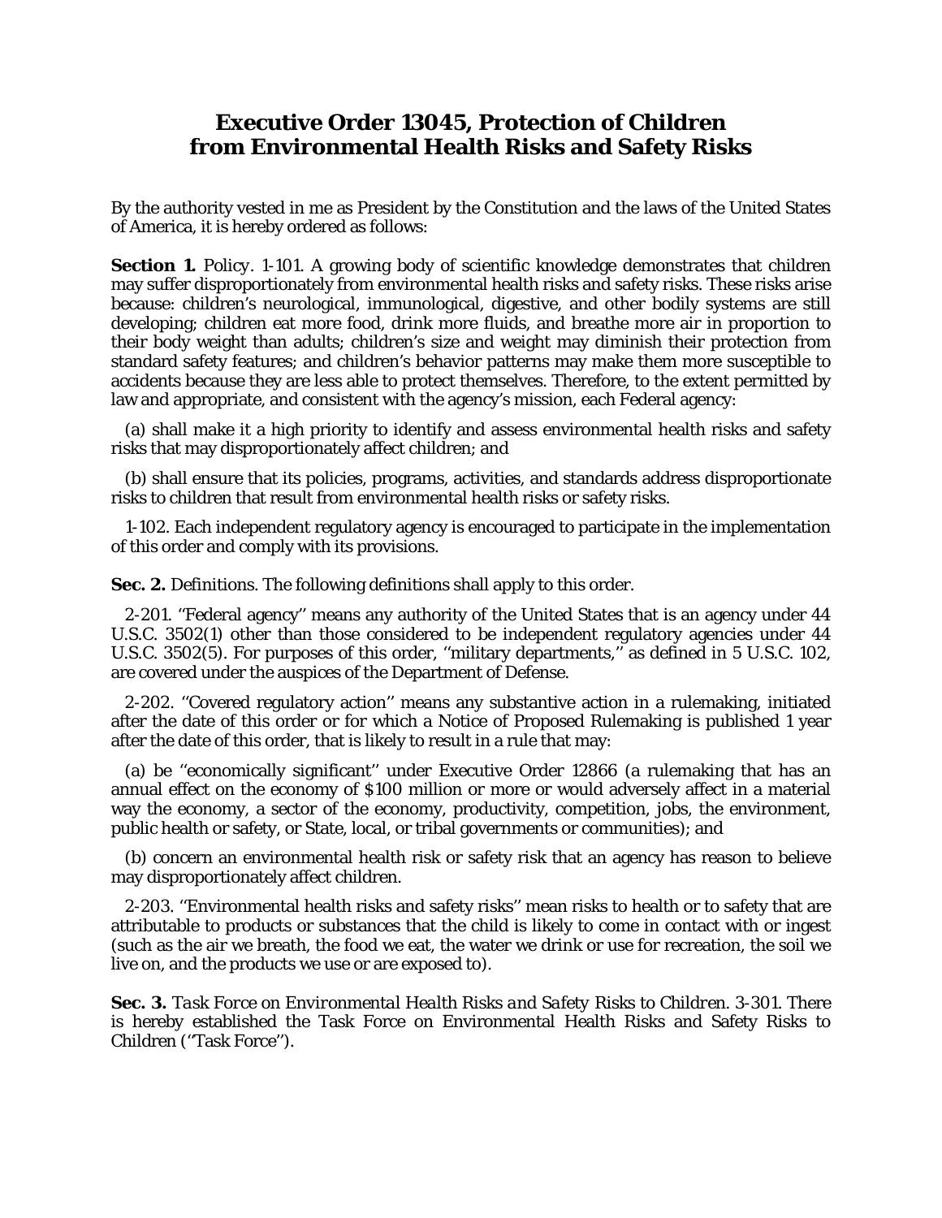# Executive Order 13045, Protection of Children from Environmental Health Risks and Safety Risks

By the authority vested in me as President by the Constitution and the laws of the United States of America, it is hereby ordered as follows:

**Section 1.** Policy. 1-101. A growing body of scientific knowledge demonstrates that children may suffer disproportionately from environmental health risks and safety risks. These risks arise because: children's neurological, immunological, digestive, and other bodily systems are still developing; children eat more food, drink more fluids, and breathe more air in proportion to their body weight than adults; children's size and weight may diminish their protection from standard safety features; and children's behavior patterns may make them more susceptible to accidents because they are less able to protect themselves. Therefore, to the extent permitted by law and appropriate, and consistent with the agency's mission, each Federal agency:

(a) shall make it a high priority to identify and assess environmental health risks and safety risks that may disproportionately affect children; and

(b) shall ensure that its policies, programs, activities, and standards address disproportionate risks to children that result from environmental health risks or safety risks.

1-102. Each independent regulatory agency is encouraged to participate in the implementation of this order and comply with its provisions.

**Sec. 2.** Definitions. The following definitions shall apply to this order.

2-201. ''Federal agency'' means any authority of the United States that is an agency under 44 U.S.C. 3502(1) other than those considered to be independent regulatory agencies under 44 U.S.C. 3502(5). For purposes of this order, ''military departments,'' as defined in 5 U.S.C. 102, are covered under the auspices of the Department of Defense.

2-202. ''Covered regulatory action'' means any substantive action in a rulemaking, initiated after the date of this order or for which a Notice of Proposed Rulemaking is published 1 year after the date of this order, that is likely to result in a rule that may:

(a) be ''economically significant'' under Executive Order 12866 (a rulemaking that has an annual effect on the economy of $100 million or more or would adversely affect in a material way the economy, a sector of the economy, productivity, competition, jobs, the environment, public health or safety, or State, local, or tribal governments or communities); and

(b) concern an environmental health risk or safety risk that an agency has reason to believe may disproportionately affect children.

2-203. ''Environmental health risks and safety risks'' mean risks to health or to safety that are attributable to products or substances that the child is likely to come in contact with or ingest (such as the air we breath, the food we eat, the water we drink or use for recreation, the soil we live on, and the products we use or are exposed to).

**Sec. 3.** *Task Force on Environmental Health Risks and Safety Risks to Children.* 3-301. There is hereby established the Task Force on Environmental Health Risks and Safety Risks to Children (''Task Force'').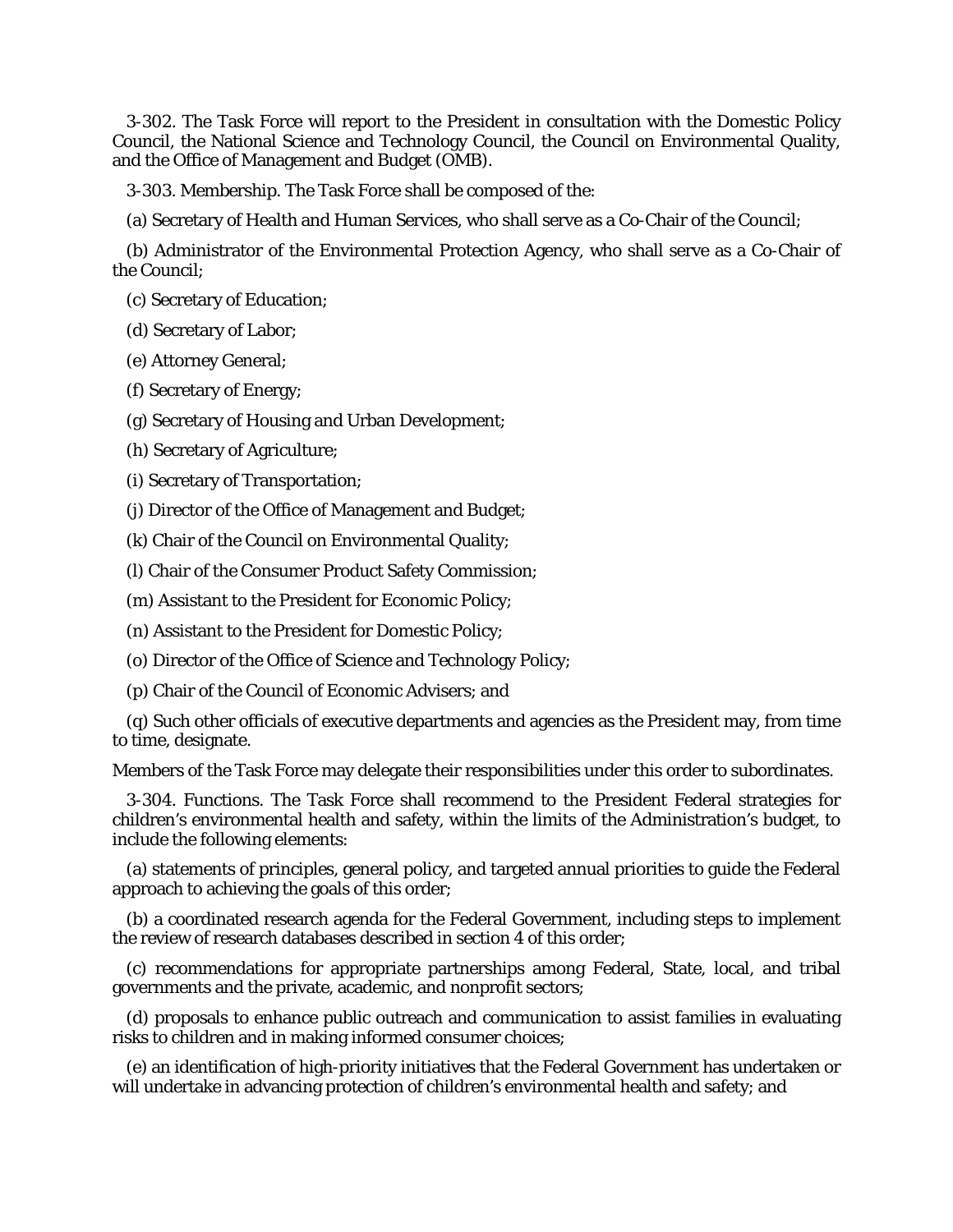3-302. The Task Force will report to the President in consultation with the Domestic Policy Council, the National Science and Technology Council, the Council on Environmental Quality, and the Office of Management and Budget (OMB).

3-303. Membership. The Task Force shall be composed of the:

(a) Secretary of Health and Human Services, who shall serve as a Co-Chair of the Council;

(b) Administrator of the Environmental Protection Agency, who shall serve as a Co-Chair of the Council;

(c) Secretary of Education;

(d) Secretary of Labor;

(e) Attorney General;

(f) Secretary of Energy;

(g) Secretary of Housing and Urban Development;

(h) Secretary of Agriculture;

(i) Secretary of Transportation;

(j) Director of the Office of Management and Budget;

(k) Chair of the Council on Environmental Quality;

(l) Chair of the Consumer Product Safety Commission;

(m) Assistant to the President for Economic Policy;

(n) Assistant to the President for Domestic Policy;

(o) Director of the Office of Science and Technology Policy;

(p) Chair of the Council of Economic Advisers; and

(q) Such other officials of executive departments and agencies as the President may, from time to time, designate.

Members of the Task Force may delegate their responsibilities under this order to subordinates.

3-304. Functions. The Task Force shall recommend to the President Federal strategies for children's environmental health and safety, within the limits of the Administration's budget, to include the following elements:

(a) statements of principles, general policy, and targeted annual priorities to guide the Federal approach to achieving the goals of this order;

(b) a coordinated research agenda for the Federal Government, including steps to implement the review of research databases described in section 4 of this order;

(c) recommendations for appropriate partnerships among Federal, State, local, and tribal governments and the private, academic, and nonprofit sectors;

(d) proposals to enhance public outreach and communication to assist families in evaluating risks to children and in making informed consumer choices;

(e) an identification of high-priority initiatives that the Federal Government has undertaken or will undertake in advancing protection of children's environmental health and safety; and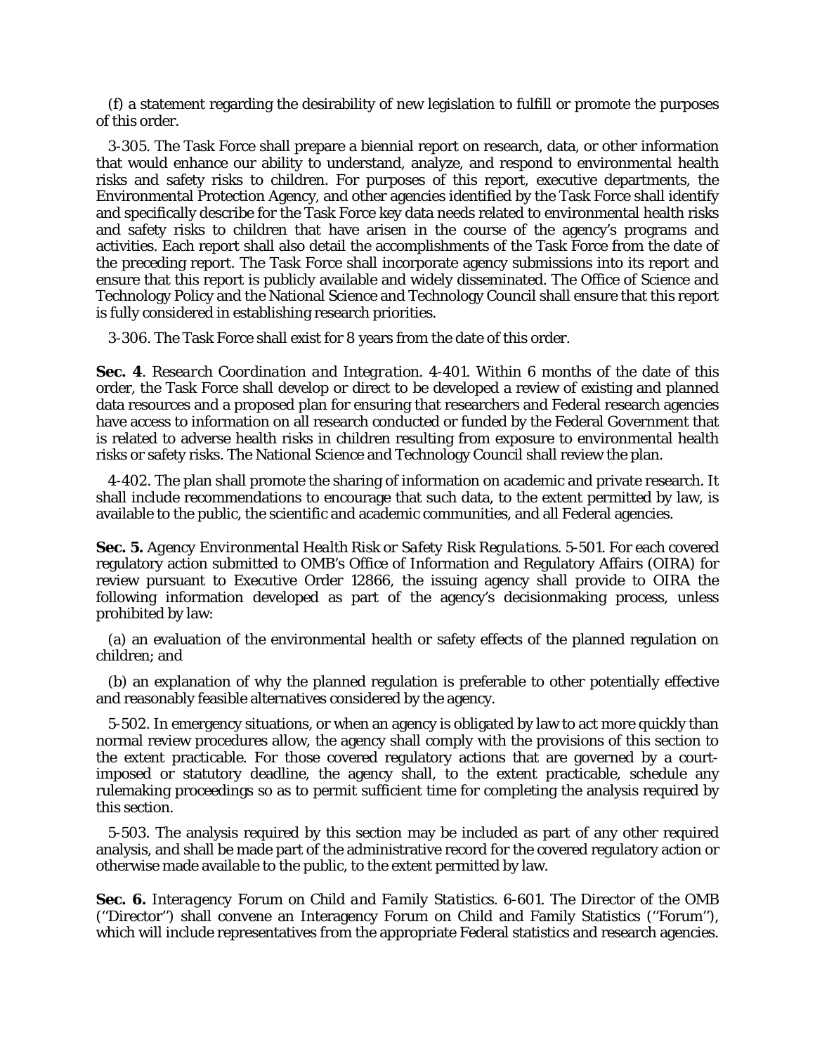(f) a statement regarding the desirability of new legislation to fulfill or promote the purposes of this order.

3-305. The Task Force shall prepare a biennial report on research, data, or other information that would enhance our ability to understand, analyze, and respond to environmental health risks and safety risks to children. For purposes of this report, executive departments, the Environmental Protection Agency, and other agencies identified by the Task Force shall identify and specifically describe for the Task Force key data needs related to environmental health risks and safety risks to children that have arisen in the course of the agency's programs and activities. Each report shall also detail the accomplishments of the Task Force from the date of the preceding report. The Task Force shall incorporate agency submissions into its report and ensure that this report is publicly available and widely disseminated. The Office of Science and Technology Policy and the National Science and Technology Council shall ensure that this report is fully considered in establishing research priorities.

3-306. The Task Force shall exist for 8 years from the date of this order.

**Sec. 4**. *Research Coordination and Integration.* 4-401. Within 6 months of the date of this order, the Task Force shall develop or direct to be developed a review of existing and planned data resources and a proposed plan for ensuring that researchers and Federal research agencies have access to information on all research conducted or funded by the Federal Government that is related to adverse health risks in children resulting from exposure to environmental health risks or safety risks. The National Science and Technology Council shall review the plan.

4-402. The plan shall promote the sharing of information on academic and private research. It shall include recommendations to encourage that such data, to the extent permitted by law, is available to the public, the scientific and academic communities, and all Federal agencies.

**Sec. 5.** *Agency Environmental Health Risk or Safety Risk Regulations.* 5-501. For each covered regulatory action submitted to OMB's Office of Information and Regulatory Affairs (OIRA) for review pursuant to Executive Order 12866, the issuing agency shall provide to OIRA the following information developed as part of the agency's decisionmaking process, unless prohibited by law:

(a) an evaluation of the environmental health or safety effects of the planned regulation on children; and

(b) an explanation of why the planned regulation is preferable to other potentially effective and reasonably feasible alternatives considered by the agency.

5-502. In emergency situations, or when an agency is obligated by law to act more quickly than normal review procedures allow, the agency shall comply with the provisions of this section to the extent practicable. For those covered regulatory actions that are governed by a court-imposed or statutory deadline, the agency shall, to the extent practicable, schedule any rulemaking proceedings so as to permit sufficient time for completing the analysis required by this section.

5-503. The analysis required by this section may be included as part of any other required analysis, and shall be made part of the administrative record for the covered regulatory action or otherwise made available to the public, to the extent permitted by law.

**Sec. 6.** *Interagency Forum on Child and Family Statistics.* 6-601. The Director of the OMB (''Director'') shall convene an Interagency Forum on Child and Family Statistics (''Forum''), which will include representatives from the appropriate Federal statistics and research agencies.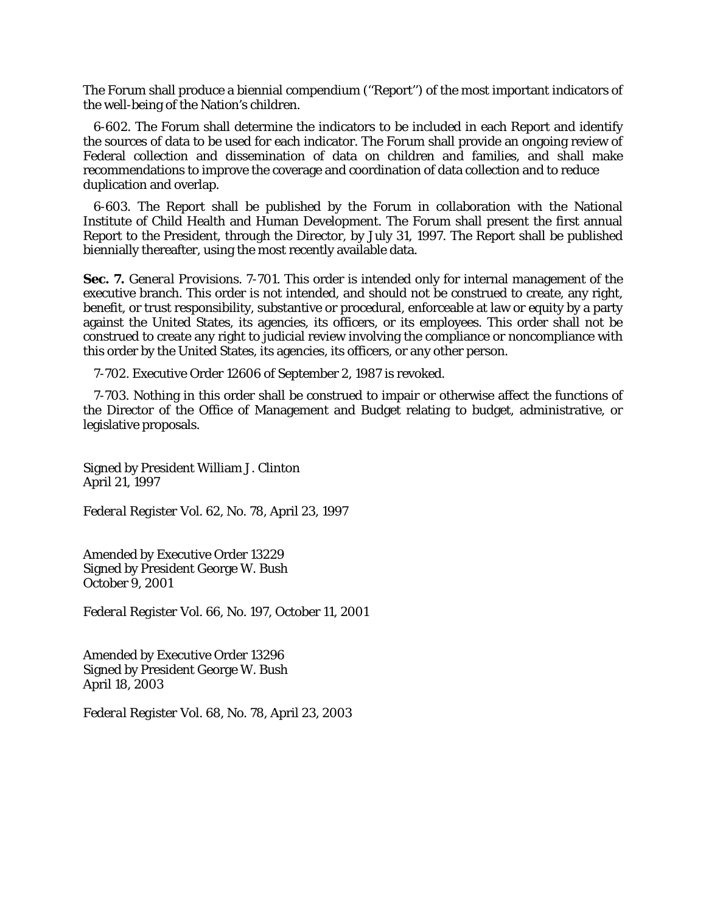The Forum shall produce a biennial compendium (''Report'') of the most important indicators of the well-being of the Nation's children.

6-602. The Forum shall determine the indicators to be included in each Report and identify the sources of data to be used for each indicator. The Forum shall provide an ongoing review of Federal collection and dissemination of data on children and families, and shall make recommendations to improve the coverage and coordination of data collection and to reduce duplication and overlap.

6-603. The Report shall be published by the Forum in collaboration with the National Institute of Child Health and Human Development. The Forum shall present the first annual Report to the President, through the Director, by July 31, 1997. The Report shall be published biennially thereafter, using the most recently available data.

**Sec. 7.** *General Provisions.* 7-701. This order is intended only for internal management of the executive branch. This order is not intended, and should not be construed to create, any right, benefit, or trust responsibility, substantive or procedural, enforceable at law or equity by a party against the United States, its agencies, its officers, or its employees. This order shall not be construed to create any right to judicial review involving the compliance or noncompliance with this order by the United States, its agencies, its officers, or any other person.

7-702. Executive Order 12606 of September 2, 1987 is revoked.

7-703. Nothing in this order shall be construed to impair or otherwise affect the functions of the Director of the Office of Management and Budget relating to budget, administrative, or legislative proposals.

Signed by President William J. Clinton
April 21, 1997

*Federal Register* Vol. 62, No. 78, April 23, 1997

Amended by Executive Order 13229
Signed by President George W. Bush
October 9, 2001

*Federal Register* Vol. 66, No. 197, October 11, 2001

Amended by Executive Order 13296
Signed by President George W. Bush
April 18, 2003

*Federal Register* Vol. 68, No. 78, April 23, 2003